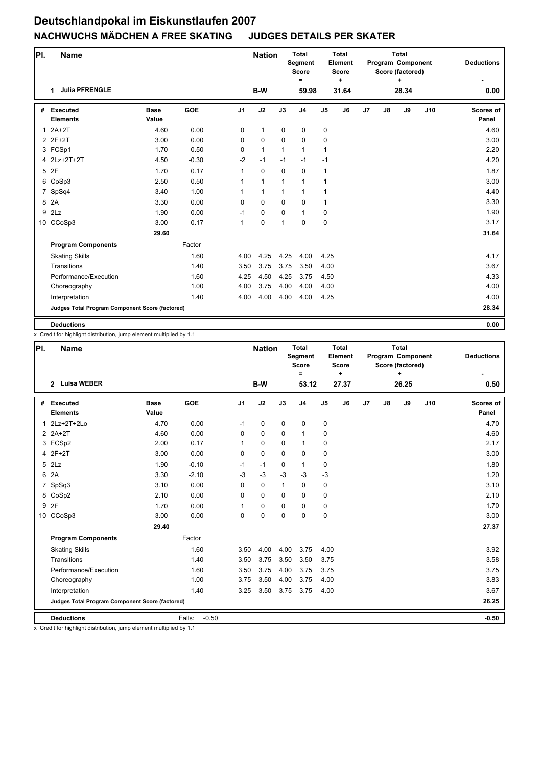# Deutschlandpokal im Eiskunstlaufen 2007

## NACHWUCHS MÄDCHEN A FREE SKATING JUDGES DETAILS PER SKATER

| Pl. | Name | Nation | Total Segment Score = | Total Element Score + | Total Program Component Score (factored) + | Deductions - |
|---|---|---|---|---|---|---|
| 1 | Julia PFRENGLE | B-W | 59.98 | 31.64 | 28.34 | 0.00 |

| # | Executed Elements | Base Value | GOE | J1 | J2 | J3 | J4 | J5 | J6 | J7 | J8 | J9 | J10 | Scores of Panel |
|---|---|---|---|---|---|---|---|---|---|---|---|---|---|---|
| 1 | 2A+2T | 4.60 | 0.00 | 0 | 1 | 0 | 0 | 0 | | | | | | 4.60 |
| 2 | 2F+2T | 3.00 | 0.00 | 0 | 0 | 0 | 0 | 0 | | | | | | 3.00 |
| 3 | FCSp1 | 1.70 | 0.50 | 0 | 1 | 1 | 1 | 1 | | | | | | 2.20 |
| 4 | 2Lz+2T+2T | 4.50 | -0.30 | -2 | -1 | -1 | -1 | -1 | | | | | | 4.20 |
| 5 | 2F | 1.70 | 0.17 | 1 | 0 | 0 | 0 | 1 | | | | | | 1.87 |
| 6 | CoSp3 | 2.50 | 0.50 | 1 | 1 | 1 | 1 | 1 | | | | | | 3.00 |
| 7 | SpSq4 | 3.40 | 1.00 | 1 | 1 | 1 | 1 | 1 | | | | | | 4.40 |
| 8 | 2A | 3.30 | 0.00 | 0 | 0 | 0 | 0 | 1 | | | | | | 3.30 |
| 9 | 2Lz | 1.90 | 0.00 | -1 | 0 | 0 | 1 | 0 | | | | | | 1.90 |
| 10 | CCoSp3 | 3.00 | 0.17 | 1 | 0 | 1 | 0 | 0 | | | | | | 3.17 |
| | | 29.60 | | | | | | | | | | | | 31.64 |
| | **Program Components** | | Factor | | | | | | | | | | | |
| | Skating Skills | | 1.60 | 4.00 | 4.25 | 4.25 | 4.00 | 4.25 | | | | | | 4.17 |
| | Transitions | | 1.40 | 3.50 | 3.75 | 3.75 | 3.50 | 4.00 | | | | | | 3.67 |
| | Performance/Execution | | 1.60 | 4.25 | 4.50 | 4.25 | 3.75 | 4.50 | | | | | | 4.33 |
| | Choreography | | 1.00 | 4.00 | 3.75 | 4.00 | 4.00 | 4.00 | | | | | | 4.00 |
| | Interpretation | | 1.40 | 4.00 | 4.00 | 4.00 | 4.00 | 4.25 | | | | | | 4.00 |
| | **Judges Total Program Component Score (factored)** | | | | | | | | | | | | | 28.34 |
| | **Deductions** | | | | | | | | | | | | | 0.00 |

x Credit for highlight distribution, jump element multiplied by 1.1

| Pl. | Name | Nation | Total Segment Score = | Total Element Score + | Total Program Component Score (factored) + | Deductions - |
|---|---|---|---|---|---|---|
| 2 | Luisa WEBER | B-W | 53.12 | 27.37 | 26.25 | 0.50 |

| # | Executed Elements | Base Value | GOE | J1 | J2 | J3 | J4 | J5 | J6 | J7 | J8 | J9 | J10 | Scores of Panel |
|---|---|---|---|---|---|---|---|---|---|---|---|---|---|---|
| 1 | 2Lz+2T+2Lo | 4.70 | 0.00 | -1 | 0 | 0 | 0 | 0 | | | | | | 4.70 |
| 2 | 2A+2T | 4.60 | 0.00 | 0 | 0 | 0 | 1 | 0 | | | | | | 4.60 |
| 3 | FCSp2 | 2.00 | 0.17 | 1 | 0 | 0 | 1 | 0 | | | | | | 2.17 |
| 4 | 2F+2T | 3.00 | 0.00 | 0 | 0 | 0 | 0 | 0 | | | | | | 3.00 |
| 5 | 2Lz | 1.90 | -0.10 | -1 | -1 | 0 | 1 | 0 | | | | | | 1.80 |
| 6 | 2A | 3.30 | -2.10 | -3 | -3 | -3 | -3 | -3 | | | | | | 1.20 |
| 7 | SpSq3 | 3.10 | 0.00 | 0 | 0 | 1 | 0 | 0 | | | | | | 3.10 |
| 8 | CoSp2 | 2.10 | 0.00 | 0 | 0 | 0 | 0 | 0 | | | | | | 2.10 |
| 9 | 2F | 1.70 | 0.00 | 1 | 0 | 0 | 0 | 0 | | | | | | 1.70 |
| 10 | CCoSp3 | 3.00 | 0.00 | 0 | 0 | 0 | 0 | 0 | | | | | | 3.00 |
| | | 29.40 | | | | | | | | | | | | 27.37 |
| | **Program Components** | | Factor | | | | | | | | | | | |
| | Skating Skills | | 1.60 | 3.50 | 4.00 | 4.00 | 3.75 | 4.00 | | | | | | 3.92 |
| | Transitions | | 1.40 | 3.50 | 3.75 | 3.50 | 3.50 | 3.75 | | | | | | 3.58 |
| | Performance/Execution | | 1.60 | 3.50 | 3.75 | 4.00 | 3.75 | 3.75 | | | | | | 3.75 |
| | Choreography | | 1.00 | 3.75 | 3.50 | 4.00 | 3.75 | 4.00 | | | | | | 3.83 |
| | Interpretation | | 1.40 | 3.25 | 3.50 | 3.75 | 3.75 | 4.00 | | | | | | 3.67 |
| | **Judges Total Program Component Score (factored)** | | | | | | | | | | | | | 26.25 |
| | **Deductions** | | Falls: -0.50 | | | | | | | | | | | -0.50 |

x Credit for highlight distribution, jump element multiplied by 1.1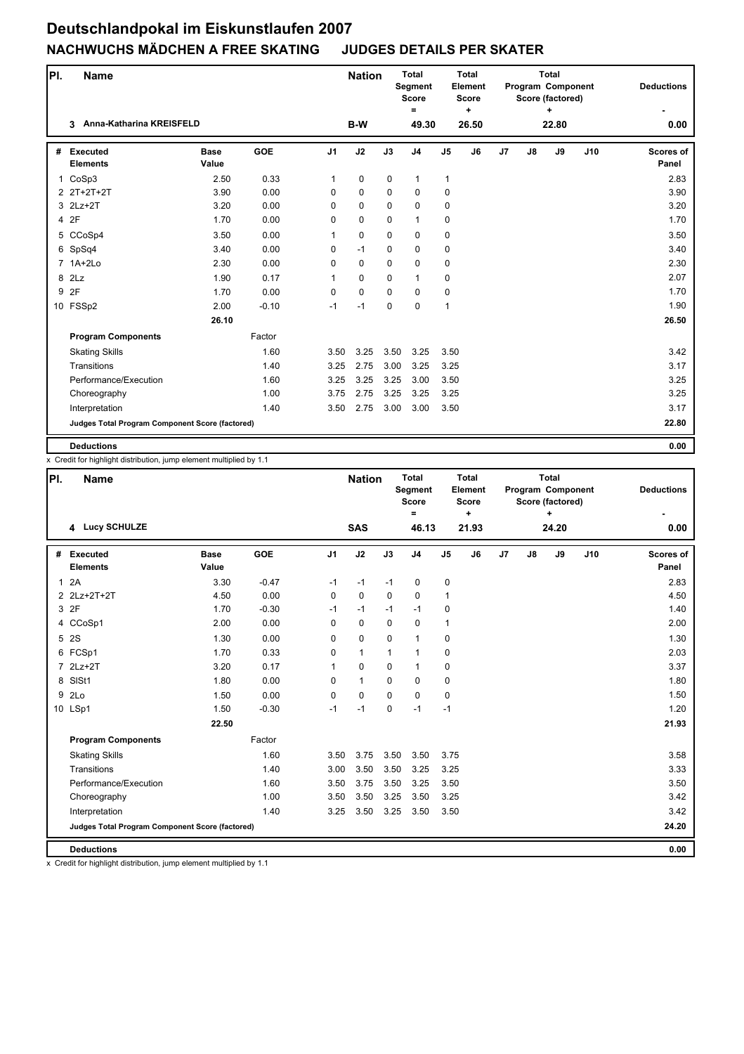# Deutschlandpokal im Eiskunstlaufen 2007

## NACHWUCHS MÄDCHEN A FREE SKATING JUDGES DETAILS PER SKATER

| Pl. | Name | Nation | Total Segment Score = | Total Element Score + | Total Program Component Score (factored) + | Deductions - |
|---|---|---|---|---|---|---|
| 3 | Anna-Katharina KREISFELD | B-W | 49.30 | 26.50 | 22.80 | 0.00 |

| # | Executed Elements | Base Value | GOE | J1 | J2 | J3 | J4 | J5 | J6 | J7 | J8 | J9 | J10 | Scores of Panel |
|---|---|---|---|---|---|---|---|---|---|---|---|---|---|---|
| 1 | CoSp3 | 2.50 | 0.33 | 1 | 0 | 0 | 1 | 1 | | | | | | 2.83 |
| 2 | 2T+2T+2T | 3.90 | 0.00 | 0 | 0 | 0 | 0 | 0 | | | | | | 3.90 |
| 3 | 2Lz+2T | 3.20 | 0.00 | 0 | 0 | 0 | 0 | 0 | | | | | | 3.20 |
| 4 | 2F | 1.70 | 0.00 | 0 | 0 | 0 | 1 | 0 | | | | | | 1.70 |
| 5 | CCoSp4 | 3.50 | 0.00 | 1 | 0 | 0 | 0 | 0 | | | | | | 3.50 |
| 6 | SpSq4 | 3.40 | 0.00 | 0 | -1 | 0 | 0 | 0 | | | | | | 3.40 |
| 7 | 1A+2Lo | 2.30 | 0.00 | 0 | 0 | 0 | 0 | 0 | | | | | | 2.30 |
| 8 | 2Lz | 1.90 | 0.17 | 1 | 0 | 0 | 1 | 0 | | | | | | 2.07 |
| 9 | 2F | 1.70 | 0.00 | 0 | 0 | 0 | 0 | 0 | | | | | | 1.70 |
| 10 | FSSp2 | 2.00 | -0.10 | -1 | -1 | 0 | 0 | 1 | | | | | | 1.90 |
| | | 26.10 | | | | | | | | | | | | 26.50 |
| | **Program Components** | | Factor | | | | | | | | | | | |
| | Skating Skills | | 1.60 | 3.50 | 3.25 | 3.50 | 3.25 | 3.50 | | | | | | 3.42 |
| | Transitions | | 1.40 | 3.25 | 2.75 | 3.00 | 3.25 | 3.25 | | | | | | 3.17 |
| | Performance/Execution | | 1.60 | 3.25 | 3.25 | 3.25 | 3.00 | 3.50 | | | | | | 3.25 |
| | Choreography | | 1.00 | 3.75 | 2.75 | 3.25 | 3.25 | 3.25 | | | | | | 3.25 |
| | Interpretation | | 1.40 | 3.50 | 2.75 | 3.00 | 3.00 | 3.50 | | | | | | 3.17 |
| | **Judges Total Program Component Score (factored)** | | | | | | | | | | | | | 22.80 |
| | **Deductions** | | | | | | | | | | | | | 0.00 |

x Credit for highlight distribution, jump element multiplied by 1.1

| Pl. | Name | Nation | Total Segment Score = | Total Element Score + | Total Program Component Score (factored) + | Deductions - |
|---|---|---|---|---|---|---|
| 4 | Lucy SCHULZE | SAS | 46.13 | 21.93 | 24.20 | 0.00 |

| # | Executed Elements | Base Value | GOE | J1 | J2 | J3 | J4 | J5 | J6 | J7 | J8 | J9 | J10 | Scores of Panel |
|---|---|---|---|---|---|---|---|---|---|---|---|---|---|---|
| 1 | 2A | 3.30 | -0.47 | -1 | -1 | -1 | 0 | 0 | | | | | | 2.83 |
| 2 | 2Lz+2T+2T | 4.50 | 0.00 | 0 | 0 | 0 | 0 | 1 | | | | | | 4.50 |
| 3 | 2F | 1.70 | -0.30 | -1 | -1 | -1 | -1 | 0 | | | | | | 1.40 |
| 4 | CCoSp1 | 2.00 | 0.00 | 0 | 0 | 0 | 0 | 1 | | | | | | 2.00 |
| 5 | 2S | 1.30 | 0.00 | 0 | 0 | 0 | 1 | 0 | | | | | | 1.30 |
| 6 | FCSp1 | 1.70 | 0.33 | 0 | 1 | 1 | 1 | 0 | | | | | | 2.03 |
| 7 | 2Lz+2T | 3.20 | 0.17 | 1 | 0 | 0 | 1 | 0 | | | | | | 3.37 |
| 8 | SlSt1 | 1.80 | 0.00 | 0 | 1 | 0 | 0 | 0 | | | | | | 1.80 |
| 9 | 2Lo | 1.50 | 0.00 | 0 | 0 | 0 | 0 | 0 | | | | | | 1.50 |
| 10 | LSp1 | 1.50 | -0.30 | -1 | -1 | 0 | -1 | -1 | | | | | | 1.20 |
| | | 22.50 | | | | | | | | | | | | 21.93 |
| | **Program Components** | | Factor | | | | | | | | | | | |
| | Skating Skills | | 1.60 | 3.50 | 3.75 | 3.50 | 3.50 | 3.75 | | | | | | 3.58 |
| | Transitions | | 1.40 | 3.00 | 3.50 | 3.50 | 3.25 | 3.25 | | | | | | 3.33 |
| | Performance/Execution | | 1.60 | 3.50 | 3.75 | 3.50 | 3.25 | 3.50 | | | | | | 3.50 |
| | Choreography | | 1.00 | 3.50 | 3.50 | 3.25 | 3.50 | 3.25 | | | | | | 3.42 |
| | Interpretation | | 1.40 | 3.25 | 3.50 | 3.25 | 3.50 | 3.50 | | | | | | 3.42 |
| | **Judges Total Program Component Score (factored)** | | | | | | | | | | | | | 24.20 |
| | **Deductions** | | | | | | | | | | | | | 0.00 |

x Credit for highlight distribution, jump element multiplied by 1.1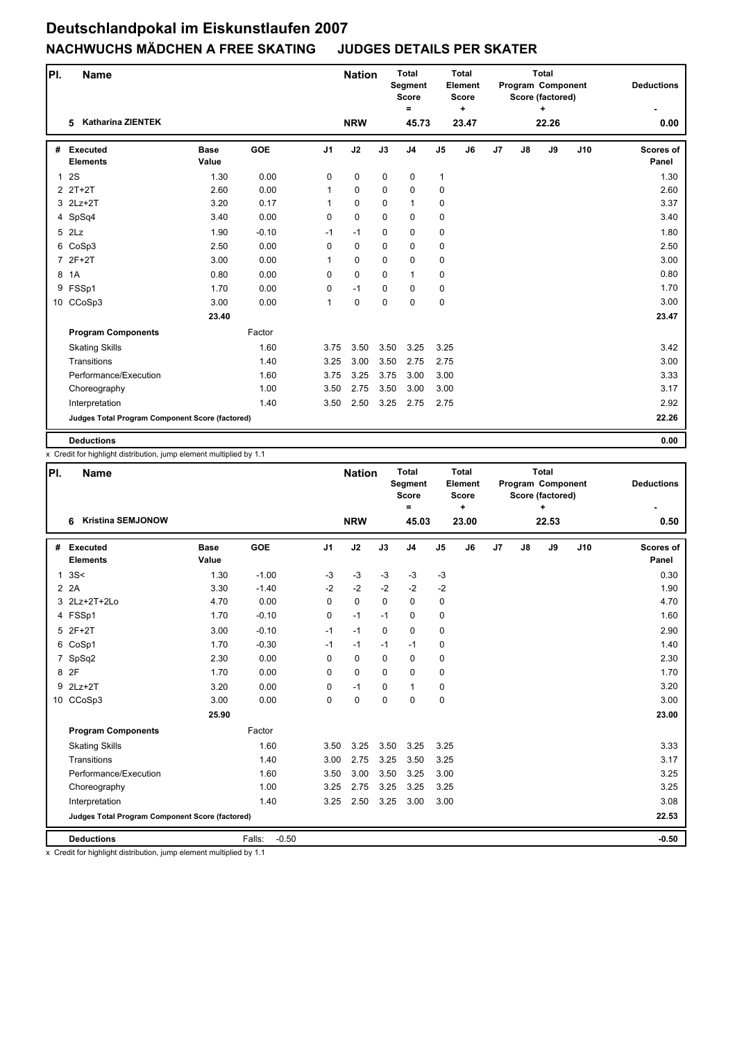# Deutschlandpokal im Eiskunstlaufen 2007

## NACHWUCHS MÄDCHEN A FREE SKATING JUDGES DETAILS PER SKATER

| Pl. | Name | Nation | Total Segment Score = | Total Element Score + | Total Program Component Score (factored) + | Deductions - |
|---|---|---|---|---|---|---|
| 5 | Katharina ZIENTEK | NRW | 45.73 | 23.47 | 22.26 | 0.00 |

| # | Executed Elements | Base Value | GOE | J1 | J2 | J3 | J4 | J5 | J6 | J7 | J8 | J9 | J10 | Scores of Panel |
|---|---|---|---|---|---|---|---|---|---|---|---|---|---|---|
| 1 | 2S | 1.30 | 0.00 | 0 | 0 | 0 | 0 | 1 | | | | | | 1.30 |
| 2 | 2T+2T | 2.60 | 0.00 | 1 | 0 | 0 | 0 | 0 | | | | | | 2.60 |
| 3 | 2Lz+2T | 3.20 | 0.17 | 1 | 0 | 0 | 1 | 0 | | | | | | 3.37 |
| 4 | SpSq4 | 3.40 | 0.00 | 0 | 0 | 0 | 0 | 0 | | | | | | 3.40 |
| 5 | 2Lz | 1.90 | -0.10 | -1 | -1 | 0 | 0 | 0 | | | | | | 1.80 |
| 6 | CoSp3 | 2.50 | 0.00 | 0 | 0 | 0 | 0 | 0 | | | | | | 2.50 |
| 7 | 2F+2T | 3.00 | 0.00 | 1 | 0 | 0 | 0 | 0 | | | | | | 3.00 |
| 8 | 1A | 0.80 | 0.00 | 0 | 0 | 0 | 1 | 0 | | | | | | 0.80 |
| 9 | FSSp1 | 1.70 | 0.00 | 0 | -1 | 0 | 0 | 0 | | | | | | 1.70 |
| 10 | CCoSp3 | 3.00 | 0.00 | 1 | 0 | 0 | 0 | 0 | | | | | | 3.00 |
| | | 23.40 | | | | | | | | | | | | 23.47 |
| | **Program Components** | | Factor | | | | | | | | | | | |
| | Skating Skills | | 1.60 | 3.75 | 3.50 | 3.50 | 3.25 | 3.25 | | | | | | 3.42 |
| | Transitions | | 1.40 | 3.25 | 3.00 | 3.50 | 2.75 | 2.75 | | | | | | 3.00 |
| | Performance/Execution | | 1.60 | 3.75 | 3.25 | 3.75 | 3.00 | 3.00 | | | | | | 3.33 |
| | Choreography | | 1.00 | 3.50 | 2.75 | 3.50 | 3.00 | 3.00 | | | | | | 3.17 |
| | Interpretation | | 1.40 | 3.50 | 2.50 | 3.25 | 2.75 | 2.75 | | | | | | 2.92 |
| | **Judges Total Program Component Score (factored)** | | | | | | | | | | | | | 22.26 |
| | **Deductions** | | | | | | | | | | | | | 0.00 |

x Credit for highlight distribution, jump element multiplied by 1.1

| Pl. | Name | Nation | Total Segment Score = | Total Element Score + | Total Program Component Score (factored) + | Deductions - |
|---|---|---|---|---|---|---|
| 6 | Kristina SEMJONOW | NRW | 45.03 | 23.00 | 22.53 | 0.50 |

| # | Executed Elements | Base Value | GOE | J1 | J2 | J3 | J4 | J5 | J6 | J7 | J8 | J9 | J10 | Scores of Panel |
|---|---|---|---|---|---|---|---|---|---|---|---|---|---|---|
| 1 | 3S< | 1.30 | -1.00 | -3 | -3 | -3 | -3 | -3 | | | | | | 0.30 |
| 2 | 2A | 3.30 | -1.40 | -2 | -2 | -2 | -2 | -2 | | | | | | 1.90 |
| 3 | 2Lz+2T+2Lo | 4.70 | 0.00 | 0 | 0 | 0 | 0 | 0 | | | | | | 4.70 |
| 4 | FSSp1 | 1.70 | -0.10 | 0 | -1 | -1 | 0 | 0 | | | | | | 1.60 |
| 5 | 2F+2T | 3.00 | -0.10 | -1 | -1 | 0 | 0 | 0 | | | | | | 2.90 |
| 6 | CoSp1 | 1.70 | -0.30 | -1 | -1 | -1 | -1 | 0 | | | | | | 1.40 |
| 7 | SpSq2 | 2.30 | 0.00 | 0 | 0 | 0 | 0 | 0 | | | | | | 2.30 |
| 8 | 2F | 1.70 | 0.00 | 0 | 0 | 0 | 0 | 0 | | | | | | 1.70 |
| 9 | 2Lz+2T | 3.20 | 0.00 | 0 | -1 | 0 | 1 | 0 | | | | | | 3.20 |
| 10 | CCoSp3 | 3.00 | 0.00 | 0 | 0 | 0 | 0 | 0 | | | | | | 3.00 |
| | | 25.90 | | | | | | | | | | | | 23.00 |
| | **Program Components** | | Factor | | | | | | | | | | | |
| | Skating Skills | | 1.60 | 3.50 | 3.25 | 3.50 | 3.25 | 3.25 | | | | | | 3.33 |
| | Transitions | | 1.40 | 3.00 | 2.75 | 3.25 | 3.50 | 3.25 | | | | | | 3.17 |
| | Performance/Execution | | 1.60 | 3.50 | 3.00 | 3.50 | 3.25 | 3.00 | | | | | | 3.25 |
| | Choreography | | 1.00 | 3.25 | 2.75 | 3.25 | 3.25 | 3.25 | | | | | | 3.25 |
| | Interpretation | | 1.40 | 3.25 | 2.50 | 3.25 | 3.00 | 3.00 | | | | | | 3.08 |
| | **Judges Total Program Component Score (factored)** | | | | | | | | | | | | | 22.53 |
| | **Deductions** | | Falls: -0.50 | | | | | | | | | | | -0.50 |

x Credit for highlight distribution, jump element multiplied by 1.1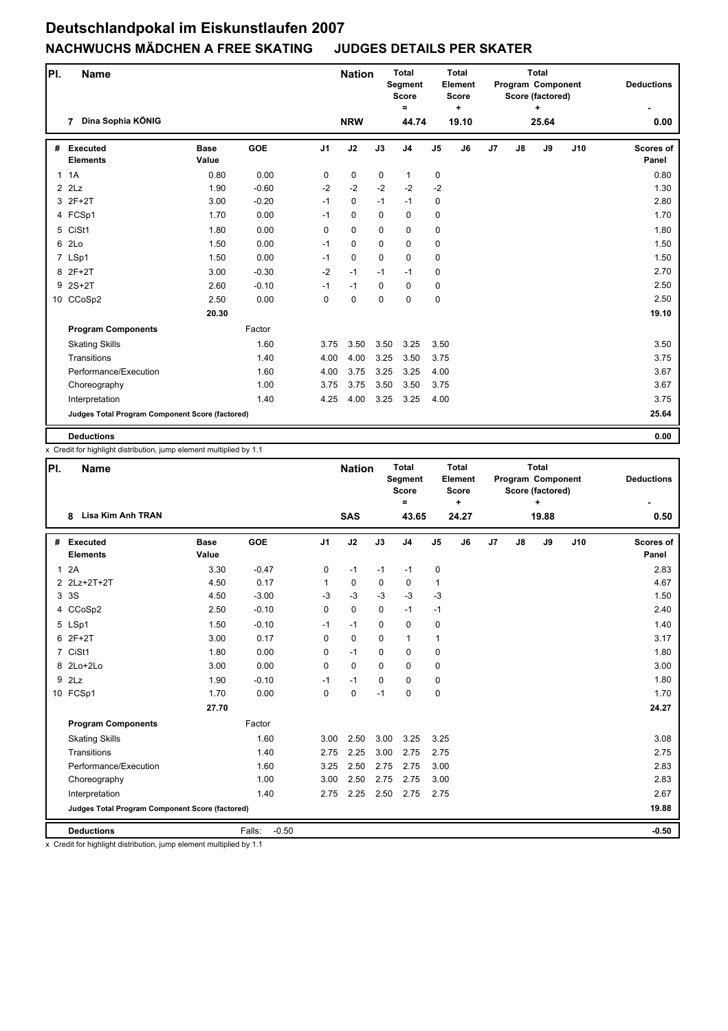# Deutschlandpokal im Eiskunstlaufen 2007

## NACHWUCHS MÄDCHEN A FREE SKATING JUDGES DETAILS PER SKATER

| Pl. | Name | Nation | Total Segment Score = | Total Element Score + | Total Program Component Score (factored) + | Deductions - |
|---|---|---|---|---|---|---|
| 7 | Dina Sophia KÖNIG | NRW | 44.74 | 19.10 | 25.64 | 0.00 |

| # | Executed Elements | Base Value | GOE | J1 | J2 | J3 | J4 | J5 | J6 | J7 | J8 | J9 | J10 | Scores of Panel |
|---|---|---|---|---|---|---|---|---|---|---|---|---|---|---|
| 1 | 1A | 0.80 | 0.00 | 0 | 0 | 0 | 1 | 0 | | | | | | 0.80 |
| 2 | 2Lz | 1.90 | -0.60 | -2 | -2 | -2 | -2 | -2 | | | | | | 1.30 |
| 3 | 2F+2T | 3.00 | -0.20 | -1 | 0 | -1 | -1 | 0 | | | | | | 2.80 |
| 4 | FCSp1 | 1.70 | 0.00 | -1 | 0 | 0 | 0 | 0 | | | | | | 1.70 |
| 5 | CiSt1 | 1.80 | 0.00 | 0 | 0 | 0 | 0 | 0 | | | | | | 1.80 |
| 6 | 2Lo | 1.50 | 0.00 | -1 | 0 | 0 | 0 | 0 | | | | | | 1.50 |
| 7 | LSp1 | 1.50 | 0.00 | -1 | 0 | 0 | 0 | 0 | | | | | | 1.50 |
| 8 | 2F+2T | 3.00 | -0.30 | -2 | -1 | -1 | -1 | 0 | | | | | | 2.70 |
| 9 | 2S+2T | 2.60 | -0.10 | -1 | -1 | 0 | 0 | 0 | | | | | | 2.50 |
| 10 | CCoSp2 | 2.50 | 0.00 | 0 | 0 | 0 | 0 | 0 | | | | | | 2.50 |
| | | 20.30 | | | | | | | | | | | | 19.10 |
| | **Program Components** | | Factor | | | | | | | | | | | |
| | Skating Skills | | 1.60 | 3.75 | 3.50 | 3.50 | 3.25 | 3.50 | | | | | | 3.50 |
| | Transitions | | 1.40 | 4.00 | 4.00 | 3.25 | 3.50 | 3.75 | | | | | | 3.75 |
| | Performance/Execution | | 1.60 | 4.00 | 3.75 | 3.25 | 3.25 | 4.00 | | | | | | 3.67 |
| | Choreography | | 1.00 | 3.75 | 3.75 | 3.50 | 3.50 | 3.75 | | | | | | 3.67 |
| | Interpretation | | 1.40 | 4.25 | 4.00 | 3.25 | 3.25 | 4.00 | | | | | | 3.75 |
| | **Judges Total Program Component Score (factored)** | | | | | | | | | | | | | 25.64 |
| | **Deductions** | | | | | | | | | | | | | 0.00 |

x Credit for highlight distribution, jump element multiplied by 1.1

| Pl. | Name | Nation | Total Segment Score = | Total Element Score + | Total Program Component Score (factored) + | Deductions - |
|---|---|---|---|---|---|---|
| 8 | Lisa Kim Anh TRAN | SAS | 43.65 | 24.27 | 19.88 | 0.50 |

| # | Executed Elements | Base Value | GOE | J1 | J2 | J3 | J4 | J5 | J6 | J7 | J8 | J9 | J10 | Scores of Panel |
|---|---|---|---|---|---|---|---|---|---|---|---|---|---|---|
| 1 | 2A | 3.30 | -0.47 | 0 | -1 | -1 | -1 | 0 | | | | | | 2.83 |
| 2 | 2Lz+2T+2T | 4.50 | 0.17 | 1 | 0 | 0 | 0 | 1 | | | | | | 4.67 |
| 3 | 3S | 4.50 | -3.00 | -3 | -3 | -3 | -3 | -3 | | | | | | 1.50 |
| 4 | CCoSp2 | 2.50 | -0.10 | 0 | 0 | 0 | -1 | -1 | | | | | | 2.40 |
| 5 | LSp1 | 1.50 | -0.10 | -1 | -1 | 0 | 0 | 0 | | | | | | 1.40 |
| 6 | 2F+2T | 3.00 | 0.17 | 0 | 0 | 0 | 1 | 1 | | | | | | 3.17 |
| 7 | CiSt1 | 1.80 | 0.00 | 0 | -1 | 0 | 0 | 0 | | | | | | 1.80 |
| 8 | 2Lo+2Lo | 3.00 | 0.00 | 0 | 0 | 0 | 0 | 0 | | | | | | 3.00 |
| 9 | 2Lz | 1.90 | -0.10 | -1 | -1 | 0 | 0 | 0 | | | | | | 1.80 |
| 10 | FCSp1 | 1.70 | 0.00 | 0 | 0 | -1 | 0 | 0 | | | | | | 1.70 |
| | | 27.70 | | | | | | | | | | | | 24.27 |
| | **Program Components** | | Factor | | | | | | | | | | | |
| | Skating Skills | | 1.60 | 3.00 | 2.50 | 3.00 | 3.25 | 3.25 | | | | | | 3.08 |
| | Transitions | | 1.40 | 2.75 | 2.25 | 3.00 | 2.75 | 2.75 | | | | | | 2.75 |
| | Performance/Execution | | 1.60 | 3.25 | 2.50 | 2.75 | 2.75 | 3.00 | | | | | | 2.83 |
| | Choreography | | 1.00 | 3.00 | 2.50 | 2.75 | 2.75 | 3.00 | | | | | | 2.83 |
| | Interpretation | | 1.40 | 2.75 | 2.25 | 2.50 | 2.75 | 2.75 | | | | | | 2.67 |
| | **Judges Total Program Component Score (factored)** | | | | | | | | | | | | | 19.88 |
| | **Deductions** | | Falls: -0.50 | | | | | | | | | | | -0.50 |

x Credit for highlight distribution, jump element multiplied by 1.1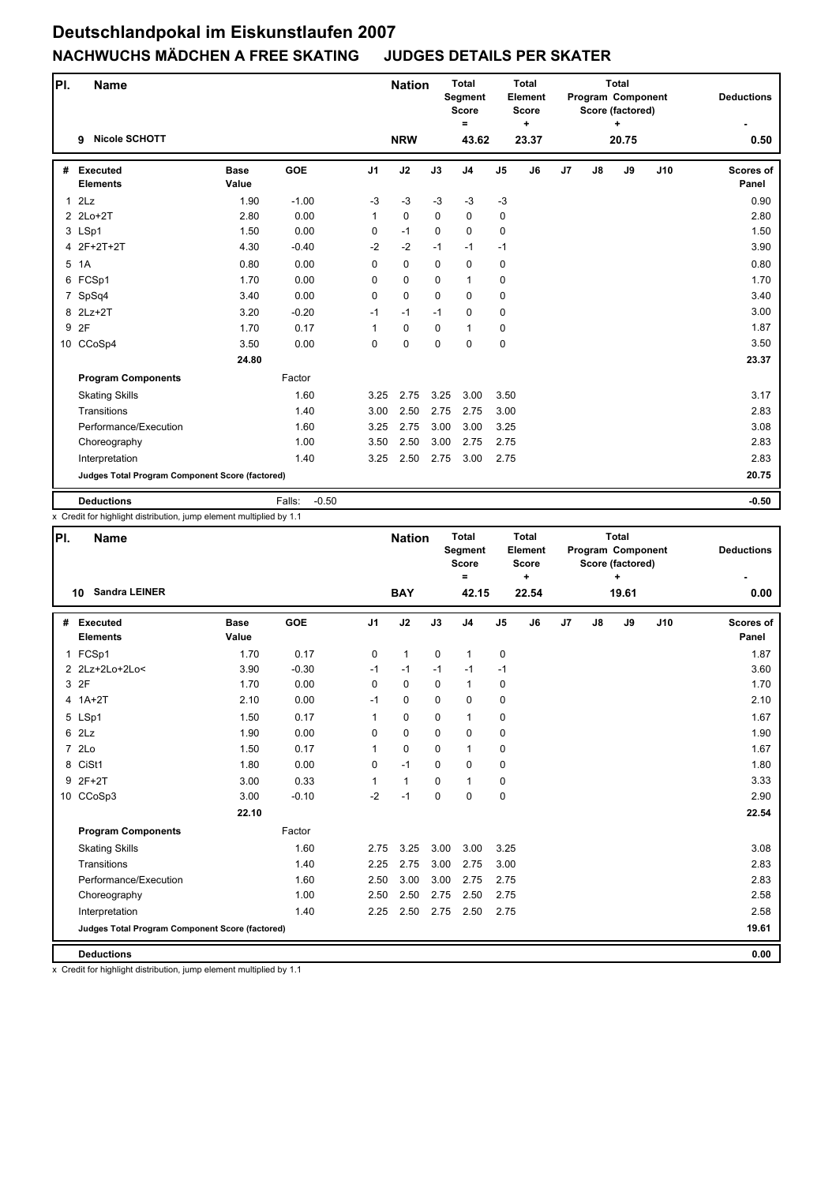# Deutschlandpokal im Eiskunstlaufen 2007

## NACHWUCHS MÄDCHEN A FREE SKATING JUDGES DETAILS PER SKATER

| Pl. | Name | Nation | Total Segment Score = | Total Element Score + | Total Program Component Score (factored) + | Deductions - |
|---|---|---|---|---|---|---|
| 9 | Nicole SCHOTT | NRW | 43.62 | 23.37 | 20.75 | 0.50 |

| # | Executed Elements | Base Value | GOE | J1 | J2 | J3 | J4 | J5 | J6 | J7 | J8 | J9 | J10 | Scores of Panel |
|---|---|---|---|---|---|---|---|---|---|---|---|---|---|---|
| 1 | 2Lz | 1.90 | -1.00 | -3 | -3 | -3 | -3 | -3 | | | | | | 0.90 |
| 2 | 2Lo+2T | 2.80 | 0.00 | 1 | 0 | 0 | 0 | 0 | | | | | | 2.80 |
| 3 | LSp1 | 1.50 | 0.00 | 0 | -1 | 0 | 0 | 0 | | | | | | 1.50 |
| 4 | 2F+2T+2T | 4.30 | -0.40 | -2 | -2 | -1 | -1 | -1 | | | | | | 3.90 |
| 5 | 1A | 0.80 | 0.00 | 0 | 0 | 0 | 0 | 0 | | | | | | 0.80 |
| 6 | FCSp1 | 1.70 | 0.00 | 0 | 0 | 0 | 1 | 0 | | | | | | 1.70 |
| 7 | SpSq4 | 3.40 | 0.00 | 0 | 0 | 0 | 0 | 0 | | | | | | 3.40 |
| 8 | 2Lz+2T | 3.20 | -0.20 | -1 | -1 | -1 | 0 | 0 | | | | | | 3.00 |
| 9 | 2F | 1.70 | 0.17 | 1 | 0 | 0 | 1 | 0 | | | | | | 1.87 |
| 10 | CCoSp4 | 3.50 | 0.00 | 0 | 0 | 0 | 0 | 0 | | | | | | 3.50 |
| | | 24.80 | | | | | | | | | | | | 23.37 |
| | **Program Components** | | Factor | | | | | | | | | | | |
| | Skating Skills | | 1.60 | 3.25 | 2.75 | 3.25 | 3.00 | 3.50 | | | | | | 3.17 |
| | Transitions | | 1.40 | 3.00 | 2.50 | 2.75 | 2.75 | 3.00 | | | | | | 2.83 |
| | Performance/Execution | | 1.60 | 3.25 | 2.75 | 3.00 | 3.00 | 3.25 | | | | | | 3.08 |
| | Choreography | | 1.00 | 3.50 | 2.50 | 3.00 | 2.75 | 2.75 | | | | | | 2.83 |
| | Interpretation | | 1.40 | 3.25 | 2.50 | 2.75 | 3.00 | 2.75 | | | | | | 2.83 |
| | **Judges Total Program Component Score (factored)** | | | | | | | | | | | | | 20.75 |
| | **Deductions** | | Falls: -0.50 | | | | | | | | | | | -0.50 |

x Credit for highlight distribution, jump element multiplied by 1.1

| Pl. | Name | Nation | Total Segment Score = | Total Element Score + | Total Program Component Score (factored) + | Deductions - |
|---|---|---|---|---|---|---|
| 10 | Sandra LEINER | BAY | 42.15 | 22.54 | 19.61 | 0.00 |

| # | Executed Elements | Base Value | GOE | J1 | J2 | J3 | J4 | J5 | J6 | J7 | J8 | J9 | J10 | Scores of Panel |
|---|---|---|---|---|---|---|---|---|---|---|---|---|---|---|
| 1 | FCSp1 | 1.70 | 0.17 | 0 | 1 | 0 | 1 | 0 | | | | | | 1.87 |
| 2 | 2Lz+2Lo+2Lo< | 3.90 | -0.30 | -1 | -1 | -1 | -1 | -1 | | | | | | 3.60 |
| 3 | 2F | 1.70 | 0.00 | 0 | 0 | 0 | 1 | 0 | | | | | | 1.70 |
| 4 | 1A+2T | 2.10 | 0.00 | -1 | 0 | 0 | 0 | 0 | | | | | | 2.10 |
| 5 | LSp1 | 1.50 | 0.17 | 1 | 0 | 0 | 1 | 0 | | | | | | 1.67 |
| 6 | 2Lz | 1.90 | 0.00 | 0 | 0 | 0 | 0 | 0 | | | | | | 1.90 |
| 7 | 2Lo | 1.50 | 0.17 | 1 | 0 | 0 | 1 | 0 | | | | | | 1.67 |
| 8 | CiSt1 | 1.80 | 0.00 | 0 | -1 | 0 | 0 | 0 | | | | | | 1.80 |
| 9 | 2F+2T | 3.00 | 0.33 | 1 | 1 | 0 | 1 | 0 | | | | | | 3.33 |
| 10 | CCoSp3 | 3.00 | -0.10 | -2 | -1 | 0 | 0 | 0 | | | | | | 2.90 |
| | | 22.10 | | | | | | | | | | | | 22.54 |
| | **Program Components** | | Factor | | | | | | | | | | | |
| | Skating Skills | | 1.60 | 2.75 | 3.25 | 3.00 | 3.00 | 3.25 | | | | | | 3.08 |
| | Transitions | | 1.40 | 2.25 | 2.75 | 3.00 | 2.75 | 3.00 | | | | | | 2.83 |
| | Performance/Execution | | 1.60 | 2.50 | 3.00 | 3.00 | 2.75 | 2.75 | | | | | | 2.83 |
| | Choreography | | 1.00 | 2.50 | 2.50 | 2.75 | 2.50 | 2.75 | | | | | | 2.58 |
| | Interpretation | | 1.40 | 2.25 | 2.50 | 2.75 | 2.50 | 2.75 | | | | | | 2.58 |
| | **Judges Total Program Component Score (factored)** | | | | | | | | | | | | | 19.61 |
| | **Deductions** | | | | | | | | | | | | | 0.00 |

x Credit for highlight distribution, jump element multiplied by 1.1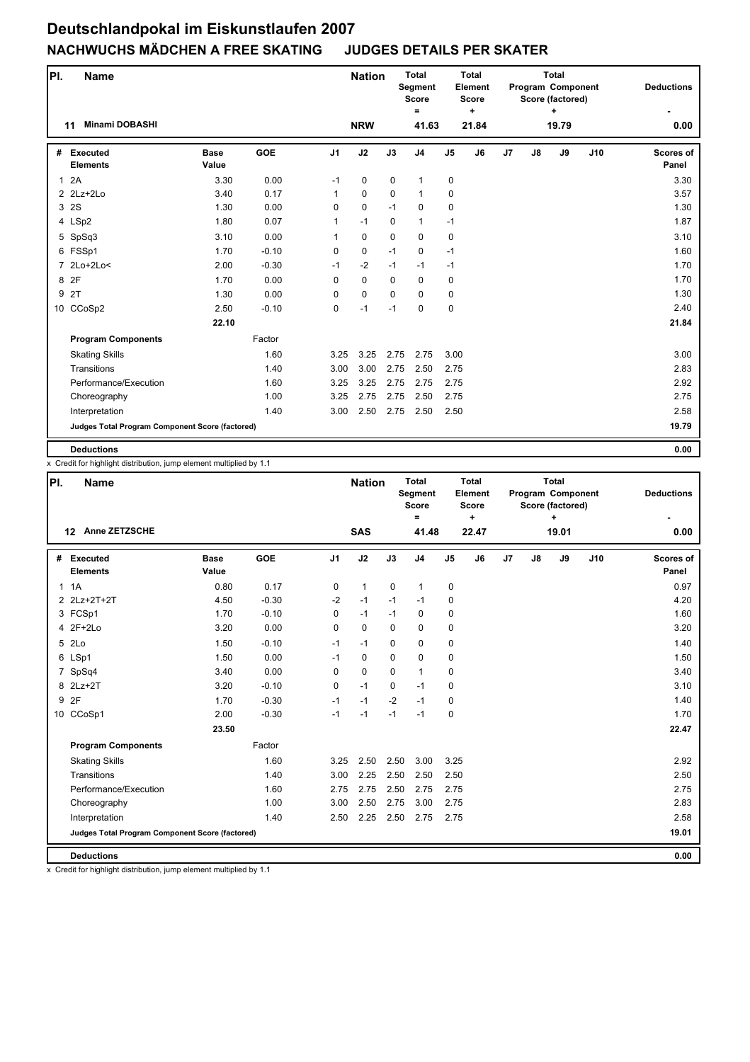# Deutschlandpokal im Eiskunstlaufen 2007

## NACHWUCHS MÄDCHEN A FREE SKATING JUDGES DETAILS PER SKATER

| Pl. | Name | Nation | Total Segment Score = | Total Element Score + | Total Program Component Score (factored) + | Deductions - |
|---|---|---|---|---|---|---|
| 11 | Minami DOBASHI | NRW | 41.63 | 21.84 | 19.79 | 0.00 |

| # | Executed Elements | Base Value | GOE | J1 | J2 | J3 | J4 | J5 | J6 | J7 | J8 | J9 | J10 | Scores of Panel |
|---|---|---|---|---|---|---|---|---|---|---|---|---|---|---|
| 1 | 2A | 3.30 | 0.00 | -1 | 0 | 0 | 1 | 0 | | | | | | 3.30 |
| 2 | 2Lz+2Lo | 3.40 | 0.17 | 1 | 0 | 0 | 1 | 0 | | | | | | 3.57 |
| 3 | 2S | 1.30 | 0.00 | 0 | 0 | -1 | 0 | 0 | | | | | | 1.30 |
| 4 | LSp2 | 1.80 | 0.07 | 1 | -1 | 0 | 1 | -1 | | | | | | 1.87 |
| 5 | SpSq3 | 3.10 | 0.00 | 1 | 0 | 0 | 0 | 0 | | | | | | 3.10 |
| 6 | FSSp1 | 1.70 | -0.10 | 0 | 0 | -1 | 0 | -1 | | | | | | 1.60 |
| 7 | 2Lo+2Lo< | 2.00 | -0.30 | -1 | -2 | -1 | -1 | -1 | | | | | | 1.70 |
| 8 | 2F | 1.70 | 0.00 | 0 | 0 | 0 | 0 | 0 | | | | | | 1.70 |
| 9 | 2T | 1.30 | 0.00 | 0 | 0 | 0 | 0 | 0 | | | | | | 1.30 |
| 10 | CCoSp2 | 2.50 | -0.10 | 0 | -1 | -1 | 0 | 0 | | | | | | 2.40 |
| | | 22.10 | | | | | | | | | | | | 21.84 |
| | **Program Components** | | Factor | | | | | | | | | | | |
| | Skating Skills | | 1.60 | 3.25 | 3.25 | 2.75 | 2.75 | 3.00 | | | | | | 3.00 |
| | Transitions | | 1.40 | 3.00 | 3.00 | 2.75 | 2.50 | 2.75 | | | | | | 2.83 |
| | Performance/Execution | | 1.60 | 3.25 | 3.25 | 2.75 | 2.75 | 2.75 | | | | | | 2.92 |
| | Choreography | | 1.00 | 3.25 | 2.75 | 2.75 | 2.50 | 2.75 | | | | | | 2.75 |
| | Interpretation | | 1.40 | 3.00 | 2.50 | 2.75 | 2.50 | 2.50 | | | | | | 2.58 |
| | **Judges Total Program Component Score (factored)** | | | | | | | | | | | | | 19.79 |
| | **Deductions** | | | | | | | | | | | | | 0.00 |

x Credit for highlight distribution, jump element multiplied by 1.1

| Pl. | Name | Nation | Total Segment Score = | Total Element Score + | Total Program Component Score (factored) + | Deductions - |
|---|---|---|---|---|---|---|
| 12 | Anne ZETZSCHE | SAS | 41.48 | 22.47 | 19.01 | 0.00 |

| # | Executed Elements | Base Value | GOE | J1 | J2 | J3 | J4 | J5 | J6 | J7 | J8 | J9 | J10 | Scores of Panel |
|---|---|---|---|---|---|---|---|---|---|---|---|---|---|---|
| 1 | 1A | 0.80 | 0.17 | 0 | 1 | 0 | 1 | 0 | | | | | | 0.97 |
| 2 | 2Lz+2T+2T | 4.50 | -0.30 | -2 | -1 | -1 | -1 | 0 | | | | | | 4.20 |
| 3 | FCSp1 | 1.70 | -0.10 | 0 | -1 | -1 | 0 | 0 | | | | | | 1.60 |
| 4 | 2F+2Lo | 3.20 | 0.00 | 0 | 0 | 0 | 0 | 0 | | | | | | 3.20 |
| 5 | 2Lo | 1.50 | -0.10 | -1 | -1 | 0 | 0 | 0 | | | | | | 1.40 |
| 6 | LSp1 | 1.50 | 0.00 | -1 | 0 | 0 | 0 | 0 | | | | | | 1.50 |
| 7 | SpSq4 | 3.40 | 0.00 | 0 | 0 | 0 | 1 | 0 | | | | | | 3.40 |
| 8 | 2Lz+2T | 3.20 | -0.10 | 0 | -1 | 0 | -1 | 0 | | | | | | 3.10 |
| 9 | 2F | 1.70 | -0.30 | -1 | -1 | -2 | -1 | 0 | | | | | | 1.40 |
| 10 | CCoSp1 | 2.00 | -0.30 | -1 | -1 | -1 | -1 | 0 | | | | | | 1.70 |
| | | 23.50 | | | | | | | | | | | | 22.47 |
| | **Program Components** | | Factor | | | | | | | | | | | |
| | Skating Skills | | 1.60 | 3.25 | 2.50 | 2.50 | 3.00 | 3.25 | | | | | | 2.92 |
| | Transitions | | 1.40 | 3.00 | 2.25 | 2.50 | 2.50 | 2.50 | | | | | | 2.50 |
| | Performance/Execution | | 1.60 | 2.75 | 2.75 | 2.50 | 2.75 | 2.75 | | | | | | 2.75 |
| | Choreography | | 1.00 | 3.00 | 2.50 | 2.75 | 3.00 | 2.75 | | | | | | 2.83 |
| | Interpretation | | 1.40 | 2.50 | 2.25 | 2.50 | 2.75 | 2.75 | | | | | | 2.58 |
| | **Judges Total Program Component Score (factored)** | | | | | | | | | | | | | 19.01 |
| | **Deductions** | | | | | | | | | | | | | 0.00 |

x Credit for highlight distribution, jump element multiplied by 1.1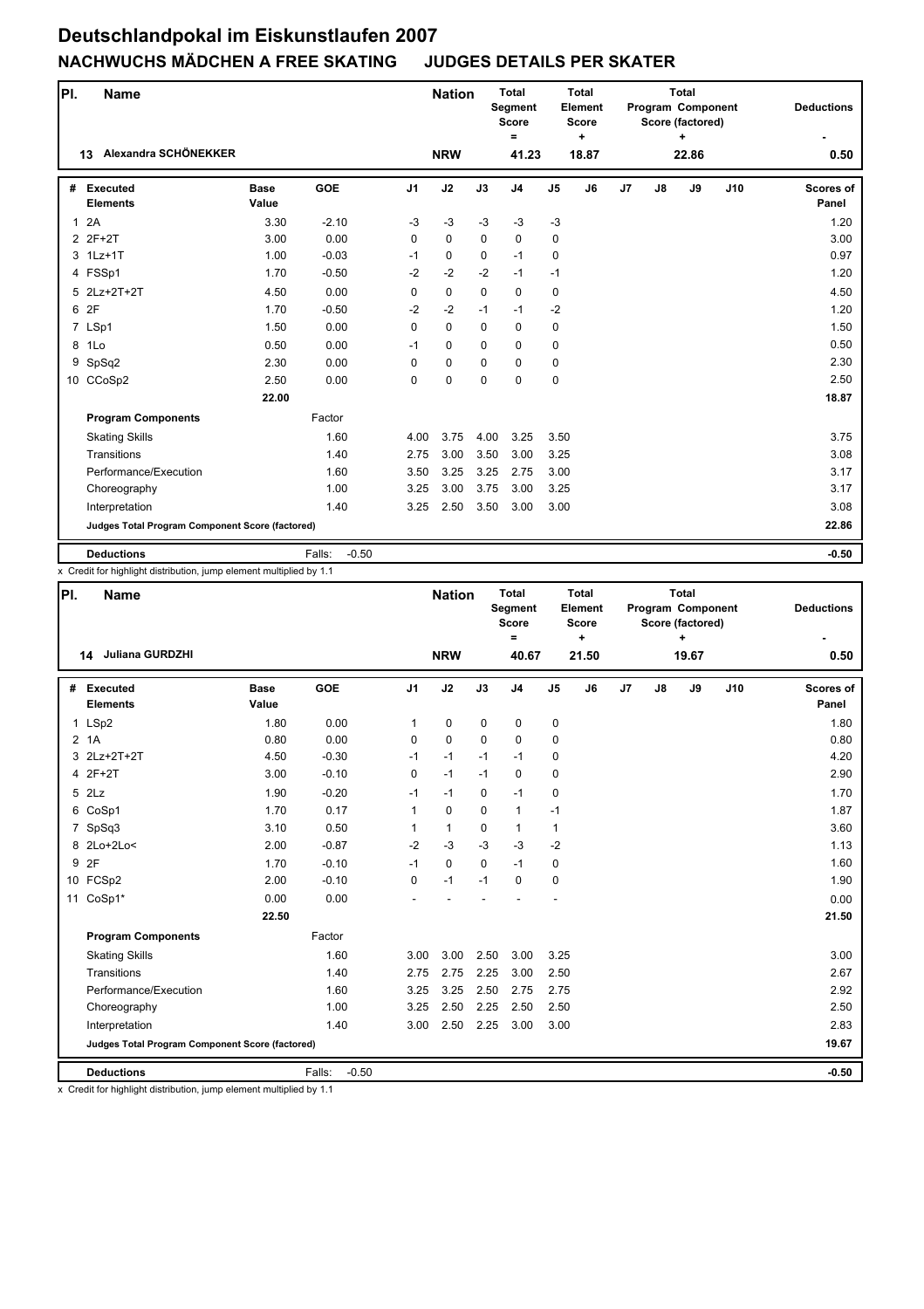# Deutschlandpokal im Eiskunstlaufen 2007

## NACHWUCHS MÄDCHEN A FREE SKATING JUDGES DETAILS PER SKATER

| Pl. | Name | Nation | Total Segment Score = | Total Element Score + | Total Program Component Score (factored) + | Deductions - |
|---|---|---|---|---|---|---|
| 13 | Alexandra SCHÖNEKKER | NRW | 41.23 | 18.87 | 22.86 | 0.50 |

| # | Executed Elements | Base Value | GOE | J1 | J2 | J3 | J4 | J5 | J6 | J7 | J8 | J9 | J10 | Scores of Panel |
|---|---|---|---|---|---|---|---|---|---|---|---|---|---|---|
| 1 | 2A | 3.30 | -2.10 | -3 | -3 | -3 | -3 | -3 | | | | | | 1.20 |
| 2 | 2F+2T | 3.00 | 0.00 | 0 | 0 | 0 | 0 | 0 | | | | | | 3.00 |
| 3 | 1Lz+1T | 1.00 | -0.03 | -1 | 0 | 0 | -1 | 0 | | | | | | 0.97 |
| 4 | FSSp1 | 1.70 | -0.50 | -2 | -2 | -2 | -1 | -1 | | | | | | 1.20 |
| 5 | 2Lz+2T+2T | 4.50 | 0.00 | 0 | 0 | 0 | 0 | 0 | | | | | | 4.50 |
| 6 | 2F | 1.70 | -0.50 | -2 | -2 | -1 | -1 | -2 | | | | | | 1.20 |
| 7 | LSp1 | 1.50 | 0.00 | 0 | 0 | 0 | 0 | 0 | | | | | | 1.50 |
| 8 | 1Lo | 0.50 | 0.00 | -1 | 0 | 0 | 0 | 0 | | | | | | 0.50 |
| 9 | SpSq2 | 2.30 | 0.00 | 0 | 0 | 0 | 0 | 0 | | | | | | 2.30 |
| 10 | CCoSp2 | 2.50 | 0.00 | 0 | 0 | 0 | 0 | 0 | | | | | | 2.50 |
| | | 22.00 | | | | | | | | | | | | 18.87 |
| | **Program Components** | | Factor | | | | | | | | | | | |
| | Skating Skills | | 1.60 | 4.00 | 3.75 | 4.00 | 3.25 | 3.50 | | | | | | 3.75 |
| | Transitions | | 1.40 | 2.75 | 3.00 | 3.50 | 3.00 | 3.25 | | | | | | 3.08 |
| | Performance/Execution | | 1.60 | 3.50 | 3.25 | 3.25 | 2.75 | 3.00 | | | | | | 3.17 |
| | Choreography | | 1.00 | 3.25 | 3.00 | 3.75 | 3.00 | 3.25 | | | | | | 3.17 |
| | Interpretation | | 1.40 | 3.25 | 2.50 | 3.50 | 3.00 | 3.00 | | | | | | 3.08 |
| | **Judges Total Program Component Score (factored)** | | | | | | | | | | | | | 22.86 |
| | **Deductions** | | Falls: -0.50 | | | | | | | | | | | -0.50 |

x Credit for highlight distribution, jump element multiplied by 1.1

| Pl. | Name | Nation | Total Segment Score = | Total Element Score + | Total Program Component Score (factored) + | Deductions - |
|---|---|---|---|---|---|---|
| 14 | Juliana GURDZHI | NRW | 40.67 | 21.50 | 19.67 | 0.50 |

| # | Executed Elements | Base Value | GOE | J1 | J2 | J3 | J4 | J5 | J6 | J7 | J8 | J9 | J10 | Scores of Panel |
|---|---|---|---|---|---|---|---|---|---|---|---|---|---|---|
| 1 | LSp2 | 1.80 | 0.00 | 1 | 0 | 0 | 0 | 0 | | | | | | 1.80 |
| 2 | 1A | 0.80 | 0.00 | 0 | 0 | 0 | 0 | 0 | | | | | | 0.80 |
| 3 | 2Lz+2T+2T | 4.50 | -0.30 | -1 | -1 | -1 | -1 | 0 | | | | | | 4.20 |
| 4 | 2F+2T | 3.00 | -0.10 | 0 | -1 | -1 | 0 | 0 | | | | | | 2.90 |
| 5 | 2Lz | 1.90 | -0.20 | -1 | -1 | 0 | -1 | 0 | | | | | | 1.70 |
| 6 | CoSp1 | 1.70 | 0.17 | 1 | 0 | 0 | 1 | -1 | | | | | | 1.87 |
| 7 | SpSq3 | 3.10 | 0.50 | 1 | 1 | 0 | 1 | 1 | | | | | | 3.60 |
| 8 | 2Lo+2Lo< | 2.00 | -0.87 | -2 | -3 | -3 | -3 | -2 | | | | | | 1.13 |
| 9 | 2F | 1.70 | -0.10 | -1 | 0 | 0 | -1 | 0 | | | | | | 1.60 |
| 10 | FCSp2 | 2.00 | -0.10 | 0 | -1 | -1 | 0 | 0 | | | | | | 1.90 |
| 11 | CoSp1* | 0.00 | 0.00 | - | - | - | - | - | | | | | | 0.00 |
| | | 22.50 | | | | | | | | | | | | 21.50 |
| | **Program Components** | | Factor | | | | | | | | | | | |
| | Skating Skills | | 1.60 | 3.00 | 3.00 | 2.50 | 3.00 | 3.25 | | | | | | 3.00 |
| | Transitions | | 1.40 | 2.75 | 2.75 | 2.25 | 3.00 | 2.50 | | | | | | 2.67 |
| | Performance/Execution | | 1.60 | 3.25 | 3.25 | 2.50 | 2.75 | 2.75 | | | | | | 2.92 |
| | Choreography | | 1.00 | 3.25 | 2.50 | 2.25 | 2.50 | 2.50 | | | | | | 2.50 |
| | Interpretation | | 1.40 | 3.00 | 2.50 | 2.25 | 3.00 | 3.00 | | | | | | 2.83 |
| | **Judges Total Program Component Score (factored)** | | | | | | | | | | | | | 19.67 |
| | **Deductions** | | Falls: -0.50 | | | | | | | | | | | -0.50 |

x Credit for highlight distribution, jump element multiplied by 1.1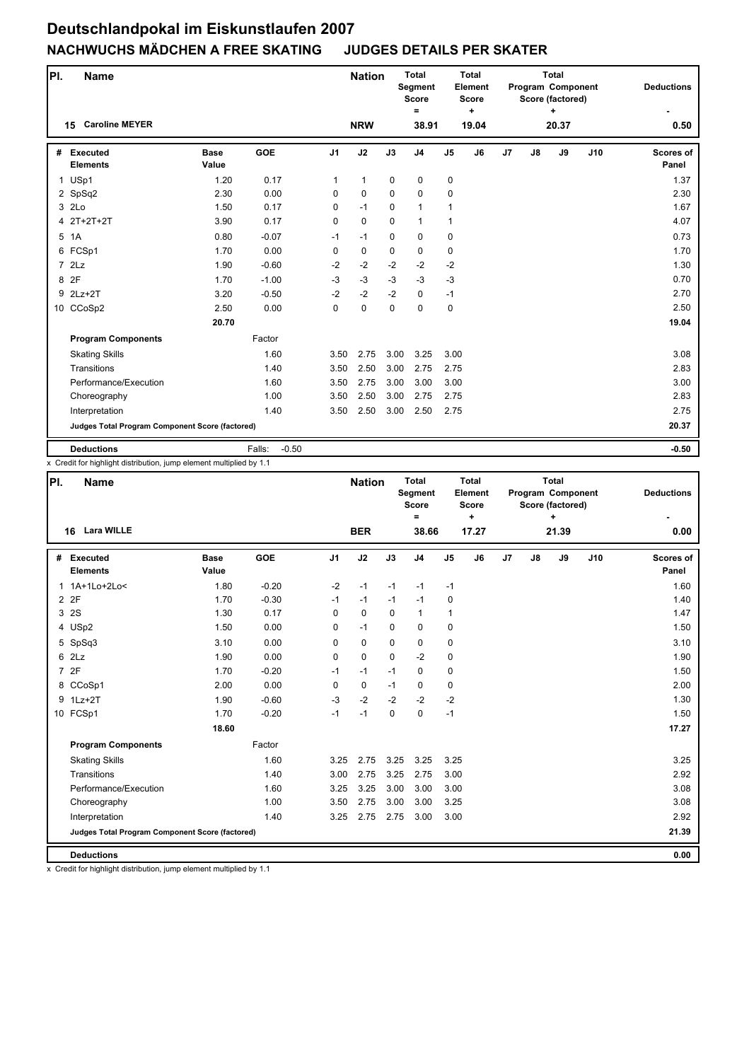# Deutschlandpokal im Eiskunstlaufen 2007

## NACHWUCHS MÄDCHEN A FREE SKATING JUDGES DETAILS PER SKATER

| Pl. | Name | | | Nation | Total Segment Score = | Total Element Score + | Total Program Component Score (factored) + | Deductions - |
|---|---|---|---|---|---|---|---|---|
| 15 | Caroline MEYER | | | NRW | 38.91 | 19.04 | 20.37 | 0.50 |

| # | Executed Elements | Base Value | GOE | J1 | J2 | J3 | J4 | J5 | J6 | J7 | J8 | J9 | J10 | Scores of Panel |
|---|---|---|---|---|---|---|---|---|---|---|---|---|---|---|
| 1 | USp1 | 1.20 | 0.17 | 1 | 1 | 0 | 0 | 0 | | | | | | 1.37 |
| 2 | SpSq2 | 2.30 | 0.00 | 0 | 0 | 0 | 0 | 0 | | | | | | 2.30 |
| 3 | 2Lo | 1.50 | 0.17 | 0 | -1 | 0 | 1 | 1 | | | | | | 1.67 |
| 4 | 2T+2T+2T | 3.90 | 0.17 | 0 | 0 | 0 | 1 | 1 | | | | | | 4.07 |
| 5 | 1A | 0.80 | -0.07 | -1 | -1 | 0 | 0 | 0 | | | | | | 0.73 |
| 6 | FCSp1 | 1.70 | 0.00 | 0 | 0 | 0 | 0 | 0 | | | | | | 1.70 |
| 7 | 2Lz | 1.90 | -0.60 | -2 | -2 | -2 | -2 | -2 | | | | | | 1.30 |
| 8 | 2F | 1.70 | -1.00 | -3 | -3 | -3 | -3 | -3 | | | | | | 0.70 |
| 9 | 2Lz+2T | 3.20 | -0.50 | -2 | -2 | -2 | 0 | -1 | | | | | | 2.70 |
| 10 | CCoSp2 | 2.50 | 0.00 | 0 | 0 | 0 | 0 | 0 | | | | | | 2.50 |
| | | 20.70 | | | | | | | | | | | | 19.04 |
| | **Program Components** | | Factor | | | | | | | | | | | |
| | Skating Skills | | 1.60 | 3.50 | 2.75 | 3.00 | 3.25 | 3.00 | | | | | | 3.08 |
| | Transitions | | 1.40 | 3.50 | 2.50 | 3.00 | 2.75 | 2.75 | | | | | | 2.83 |
| | Performance/Execution | | 1.60 | 3.50 | 2.75 | 3.00 | 3.00 | 3.00 | | | | | | 3.00 |
| | Choreography | | 1.00 | 3.50 | 2.50 | 3.00 | 2.75 | 2.75 | | | | | | 2.83 |
| | Interpretation | | 1.40 | 3.50 | 2.50 | 3.00 | 2.50 | 2.75 | | | | | | 2.75 |
| | **Judges Total Program Component Score (factored)** | | | | | | | | | | | | | 20.37 |
| | **Deductions** | | Falls: -0.50 | | | | | | | | | | | -0.50 |

x Credit for highlight distribution, jump element multiplied by 1.1

| Pl. | Name | | | Nation | Total Segment Score = | Total Element Score + | Total Program Component Score (factored) + | Deductions - |
|---|---|---|---|---|---|---|---|---|
| 16 | Lara WILLE | | | BER | 38.66 | 17.27 | 21.39 | 0.00 |

| # | Executed Elements | Base Value | GOE | J1 | J2 | J3 | J4 | J5 | J6 | J7 | J8 | J9 | J10 | Scores of Panel |
|---|---|---|---|---|---|---|---|---|---|---|---|---|---|---|
| 1 | 1A+1Lo+2Lo< | 1.80 | -0.20 | -2 | -1 | -1 | -1 | -1 | | | | | | 1.60 |
| 2 | 2F | 1.70 | -0.30 | -1 | -1 | -1 | -1 | 0 | | | | | | 1.40 |
| 3 | 2S | 1.30 | 0.17 | 0 | 0 | 0 | 1 | 1 | | | | | | 1.47 |
| 4 | USp2 | 1.50 | 0.00 | 0 | -1 | 0 | 0 | 0 | | | | | | 1.50 |
| 5 | SpSq3 | 3.10 | 0.00 | 0 | 0 | 0 | 0 | 0 | | | | | | 3.10 |
| 6 | 2Lz | 1.90 | 0.00 | 0 | 0 | 0 | -2 | 0 | | | | | | 1.90 |
| 7 | 2F | 1.70 | -0.20 | -1 | -1 | -1 | 0 | 0 | | | | | | 1.50 |
| 8 | CCoSp1 | 2.00 | 0.00 | 0 | 0 | -1 | 0 | 0 | | | | | | 2.00 |
| 9 | 1Lz+2T | 1.90 | -0.60 | -3 | -2 | -2 | -2 | -2 | | | | | | 1.30 |
| 10 | FCSp1 | 1.70 | -0.20 | -1 | -1 | 0 | 0 | -1 | | | | | | 1.50 |
| | | 18.60 | | | | | | | | | | | | 17.27 |
| | **Program Components** | | Factor | | | | | | | | | | | |
| | Skating Skills | | 1.60 | 3.25 | 2.75 | 3.25 | 3.25 | 3.25 | | | | | | 3.25 |
| | Transitions | | 1.40 | 3.00 | 2.75 | 3.25 | 2.75 | 3.00 | | | | | | 2.92 |
| | Performance/Execution | | 1.60 | 3.25 | 3.25 | 3.00 | 3.00 | 3.00 | | | | | | 3.08 |
| | Choreography | | 1.00 | 3.50 | 2.75 | 3.00 | 3.00 | 3.25 | | | | | | 3.08 |
| | Interpretation | | 1.40 | 3.25 | 2.75 | 2.75 | 3.00 | 3.00 | | | | | | 2.92 |
| | **Judges Total Program Component Score (factored)** | | | | | | | | | | | | | 21.39 |
| | **Deductions** | | | | | | | | | | | | | 0.00 |

x Credit for highlight distribution, jump element multiplied by 1.1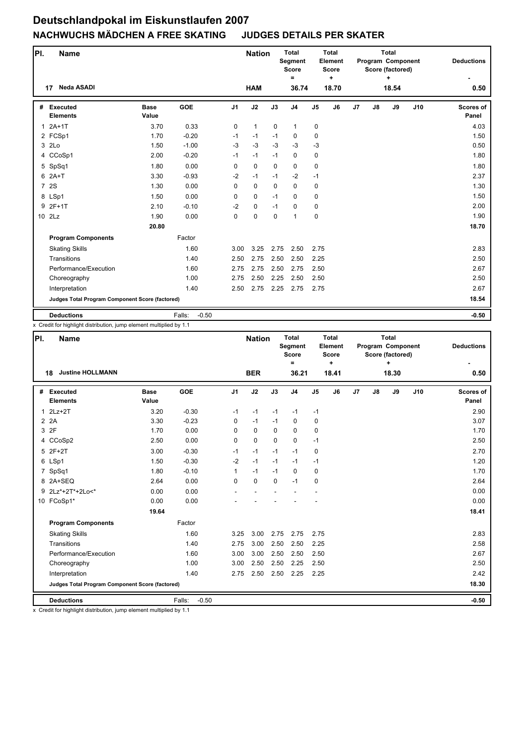# Deutschlandpokal im Eiskunstlaufen 2007

## NACHWUCHS MÄDCHEN A FREE SKATING JUDGES DETAILS PER SKATER

| Pl. | Name | Nation | Total Segment Score = | Total Element Score + | Total Program Component Score (factored) + | Deductions - |
|---|---|---|---|---|---|---|
| 17 | Neda ASADI | HAM | 36.74 | 18.70 | 18.54 | 0.50 |

| # | Executed Elements | Base Value | GOE | J1 | J2 | J3 | J4 | J5 | J6 | J7 | J8 | J9 | J10 | Scores of Panel |
|---|---|---|---|---|---|---|---|---|---|---|---|---|---|---|
| 1 | 2A+1T | 3.70 | 0.33 | 0 | 1 | 0 | 1 | 0 | | | | | | 4.03 |
| 2 | FCSp1 | 1.70 | -0.20 | -1 | -1 | -1 | 0 | 0 | | | | | | 1.50 |
| 3 | 2Lo | 1.50 | -1.00 | -3 | -3 | -3 | -3 | -3 | | | | | | 0.50 |
| 4 | CCoSp1 | 2.00 | -0.20 | -1 | -1 | -1 | 0 | 0 | | | | | | 1.80 |
| 5 | SpSq1 | 1.80 | 0.00 | 0 | 0 | 0 | 0 | 0 | | | | | | 1.80 |
| 6 | 2A+T | 3.30 | -0.93 | -2 | -1 | -1 | -2 | -1 | | | | | | 2.37 |
| 7 | 2S | 1.30 | 0.00 | 0 | 0 | 0 | 0 | 0 | | | | | | 1.30 |
| 8 | LSp1 | 1.50 | 0.00 | 0 | 0 | -1 | 0 | 0 | | | | | | 1.50 |
| 9 | 2F+1T | 2.10 | -0.10 | -2 | 0 | -1 | 0 | 0 | | | | | | 2.00 |
| 10 | 2Lz | 1.90 | 0.00 | 0 | 0 | 0 | 1 | 0 | | | | | | 1.90 |
| | | 20.80 | | | | | | | | | | | | 18.70 |
| | **Program Components** | | Factor | | | | | | | | | | | |
| | Skating Skills | | 1.60 | 3.00 | 3.25 | 2.75 | 2.50 | 2.75 | | | | | | 2.83 |
| | Transitions | | 1.40 | 2.50 | 2.75 | 2.50 | 2.50 | 2.25 | | | | | | 2.50 |
| | Performance/Execution | | 1.60 | 2.75 | 2.75 | 2.50 | 2.75 | 2.50 | | | | | | 2.67 |
| | Choreography | | 1.00 | 2.75 | 2.50 | 2.25 | 2.50 | 2.50 | | | | | | 2.50 |
| | Interpretation | | 1.40 | 2.50 | 2.75 | 2.25 | 2.75 | 2.75 | | | | | | 2.67 |
| | **Judges Total Program Component Score (factored)** | | | | | | | | | | | | | 18.54 |
| | **Deductions** | | Falls: -0.50 | | | | | | | | | | | -0.50 |

x Credit for highlight distribution, jump element multiplied by 1.1

| Pl. | Name | Nation | Total Segment Score = | Total Element Score + | Total Program Component Score (factored) + | Deductions - |
|---|---|---|---|---|---|---|
| 18 | Justine HOLLMANN | BER | 36.21 | 18.41 | 18.30 | 0.50 |

| # | Executed Elements | Base Value | GOE | J1 | J2 | J3 | J4 | J5 | J6 | J7 | J8 | J9 | J10 | Scores of Panel |
|---|---|---|---|---|---|---|---|---|---|---|---|---|---|---|
| 1 | 2Lz+2T | 3.20 | -0.30 | -1 | -1 | -1 | -1 | -1 | | | | | | 2.90 |
| 2 | 2A | 3.30 | -0.23 | 0 | -1 | -1 | 0 | 0 | | | | | | 3.07 |
| 3 | 2F | 1.70 | 0.00 | 0 | 0 | 0 | 0 | 0 | | | | | | 1.70 |
| 4 | CCoSp2 | 2.50 | 0.00 | 0 | 0 | 0 | 0 | -1 | | | | | | 2.50 |
| 5 | 2F+2T | 3.00 | -0.30 | -1 | -1 | -1 | -1 | 0 | | | | | | 2.70 |
| 6 | LSp1 | 1.50 | -0.30 | -2 | -1 | -1 | -1 | -1 | | | | | | 1.20 |
| 7 | SpSq1 | 1.80 | -0.10 | 1 | -1 | -1 | 0 | 0 | | | | | | 1.70 |
| 8 | 2A+SEQ | 2.64 | 0.00 | 0 | 0 | 0 | -1 | 0 | | | | | | 2.64 |
| 9 | 2Lz*+2T*+2Lo<* | 0.00 | 0.00 | - | - | - | - | - | | | | | | 0.00 |
| 10 | FCoSp1* | 0.00 | 0.00 | - | - | - | - | - | | | | | | 0.00 |
| | | 19.64 | | | | | | | | | | | | 18.41 |
| | **Program Components** | | Factor | | | | | | | | | | | |
| | Skating Skills | | 1.60 | 3.25 | 3.00 | 2.75 | 2.75 | 2.75 | | | | | | 2.83 |
| | Transitions | | 1.40 | 2.75 | 3.00 | 2.50 | 2.50 | 2.25 | | | | | | 2.58 |
| | Performance/Execution | | 1.60 | 3.00 | 3.00 | 2.50 | 2.50 | 2.50 | | | | | | 2.67 |
| | Choreography | | 1.00 | 3.00 | 2.50 | 2.50 | 2.25 | 2.50 | | | | | | 2.50 |
| | Interpretation | | 1.40 | 2.75 | 2.50 | 2.50 | 2.25 | 2.25 | | | | | | 2.42 |
| | **Judges Total Program Component Score (factored)** | | | | | | | | | | | | | 18.30 |
| | **Deductions** | | Falls: -0.50 | | | | | | | | | | | -0.50 |

x Credit for highlight distribution, jump element multiplied by 1.1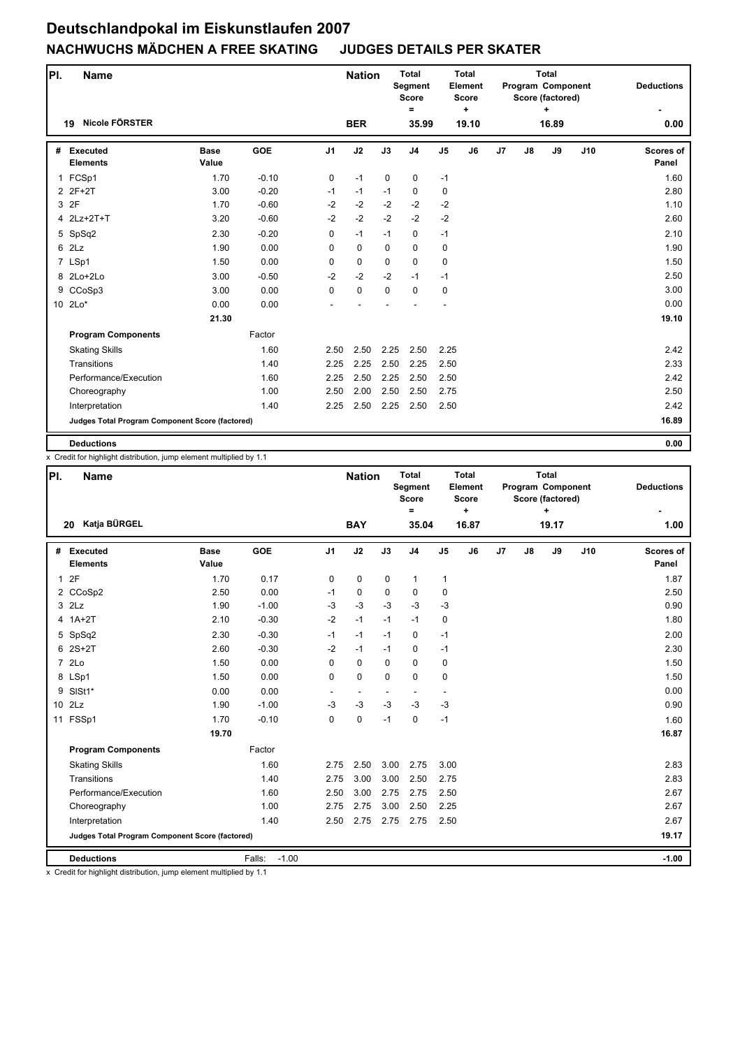# Deutschlandpokal im Eiskunstlaufen 2007

## NACHWUCHS MÄDCHEN A FREE SKATING JUDGES DETAILS PER SKATER

| Pl. | Name | Nation | Total Segment Score = | Total Element Score + | Total Program Component Score (factored) + | Deductions - |
|---|---|---|---|---|---|---|
| 19 | Nicole FÖRSTER | BER | 35.99 | 19.10 | 16.89 | 0.00 |

| # | Executed Elements | Base Value | GOE | J1 | J2 | J3 | J4 | J5 | J6 | J7 | J8 | J9 | J10 | Scores of Panel |
|---|---|---|---|---|---|---|---|---|---|---|---|---|---|---|
| 1 | FCSp1 | 1.70 | -0.10 | 0 | -1 | 0 | 0 | -1 | | | | | | 1.60 |
| 2 | 2F+2T | 3.00 | -0.20 | -1 | -1 | -1 | 0 | 0 | | | | | | 2.80 |
| 3 | 2F | 1.70 | -0.60 | -2 | -2 | -2 | -2 | -2 | | | | | | 1.10 |
| 4 | 2Lz+2T+T | 3.20 | -0.60 | -2 | -2 | -2 | -2 | -2 | | | | | | 2.60 |
| 5 | SpSq2 | 2.30 | -0.20 | 0 | -1 | -1 | 0 | -1 | | | | | | 2.10 |
| 6 | 2Lz | 1.90 | 0.00 | 0 | 0 | 0 | 0 | 0 | | | | | | 1.90 |
| 7 | LSp1 | 1.50 | 0.00 | 0 | 0 | 0 | 0 | 0 | | | | | | 1.50 |
| 8 | 2Lo+2Lo | 3.00 | -0.50 | -2 | -2 | -2 | -1 | -1 | | | | | | 2.50 |
| 9 | CCoSp3 | 3.00 | 0.00 | 0 | 0 | 0 | 0 | 0 | | | | | | 3.00 |
| 10 | 2Lo* | 0.00 | 0.00 | - | - | - | - | - | | | | | | 0.00 |
| | | 21.30 | | | | | | | | | | | | 19.10 |
| | **Program Components** | | Factor | | | | | | | | | | | |
| | Skating Skills | | 1.60 | 2.50 | 2.50 | 2.25 | 2.50 | 2.25 | | | | | | 2.42 |
| | Transitions | | 1.40 | 2.25 | 2.25 | 2.50 | 2.25 | 2.50 | | | | | | 2.33 |
| | Performance/Execution | | 1.60 | 2.25 | 2.50 | 2.25 | 2.50 | 2.50 | | | | | | 2.42 |
| | Choreography | | 1.00 | 2.50 | 2.00 | 2.50 | 2.50 | 2.75 | | | | | | 2.50 |
| | Interpretation | | 1.40 | 2.25 | 2.50 | 2.25 | 2.50 | 2.50 | | | | | | 2.42 |
| | **Judges Total Program Component Score (factored)** | | | | | | | | | | | | | 16.89 |
| | **Deductions** | | | | | | | | | | | | | 0.00 |

x Credit for highlight distribution, jump element multiplied by 1.1

| Pl. | Name | Nation | Total Segment Score = | Total Element Score + | Total Program Component Score (factored) + | Deductions - |
|---|---|---|---|---|---|---|
| 20 | Katja BÜRGEL | BAY | 35.04 | 16.87 | 19.17 | 1.00 |

| # | Executed Elements | Base Value | GOE | J1 | J2 | J3 | J4 | J5 | J6 | J7 | J8 | J9 | J10 | Scores of Panel |
|---|---|---|---|---|---|---|---|---|---|---|---|---|---|---|
| 1 | 2F | 1.70 | 0.17 | 0 | 0 | 0 | 1 | 1 | | | | | | 1.87 |
| 2 | CCoSp2 | 2.50 | 0.00 | -1 | 0 | 0 | 0 | 0 | | | | | | 2.50 |
| 3 | 2Lz | 1.90 | -1.00 | -3 | -3 | -3 | -3 | -3 | | | | | | 0.90 |
| 4 | 1A+2T | 2.10 | -0.30 | -2 | -1 | -1 | -1 | 0 | | | | | | 1.80 |
| 5 | SpSq2 | 2.30 | -0.30 | -1 | -1 | -1 | 0 | -1 | | | | | | 2.00 |
| 6 | 2S+2T | 2.60 | -0.30 | -2 | -1 | -1 | 0 | -1 | | | | | | 2.30 |
| 7 | 2Lo | 1.50 | 0.00 | 0 | 0 | 0 | 0 | 0 | | | | | | 1.50 |
| 8 | LSp1 | 1.50 | 0.00 | 0 | 0 | 0 | 0 | 0 | | | | | | 1.50 |
| 9 | SlSt1* | 0.00 | 0.00 | - | - | - | - | - | | | | | | 0.00 |
| 10 | 2Lz | 1.90 | -1.00 | -3 | -3 | -3 | -3 | -3 | | | | | | 0.90 |
| 11 | FSSp1 | 1.70 | -0.10 | 0 | 0 | -1 | 0 | -1 | | | | | | 1.60 |
| | | 19.70 | | | | | | | | | | | | 16.87 |
| | **Program Components** | | Factor | | | | | | | | | | | |
| | Skating Skills | | 1.60 | 2.75 | 2.50 | 3.00 | 2.75 | 3.00 | | | | | | 2.83 |
| | Transitions | | 1.40 | 2.75 | 3.00 | 3.00 | 2.50 | 2.75 | | | | | | 2.83 |
| | Performance/Execution | | 1.60 | 2.50 | 3.00 | 2.75 | 2.75 | 2.50 | | | | | | 2.67 |
| | Choreography | | 1.00 | 2.75 | 2.75 | 3.00 | 2.50 | 2.25 | | | | | | 2.67 |
| | Interpretation | | 1.40 | 2.50 | 2.75 | 2.75 | 2.75 | 2.50 | | | | | | 2.67 |
| | **Judges Total Program Component Score (factored)** | | | | | | | | | | | | | 19.17 |
| | **Deductions** | | Falls: -1.00 | | | | | | | | | | | -1.00 |

x Credit for highlight distribution, jump element multiplied by 1.1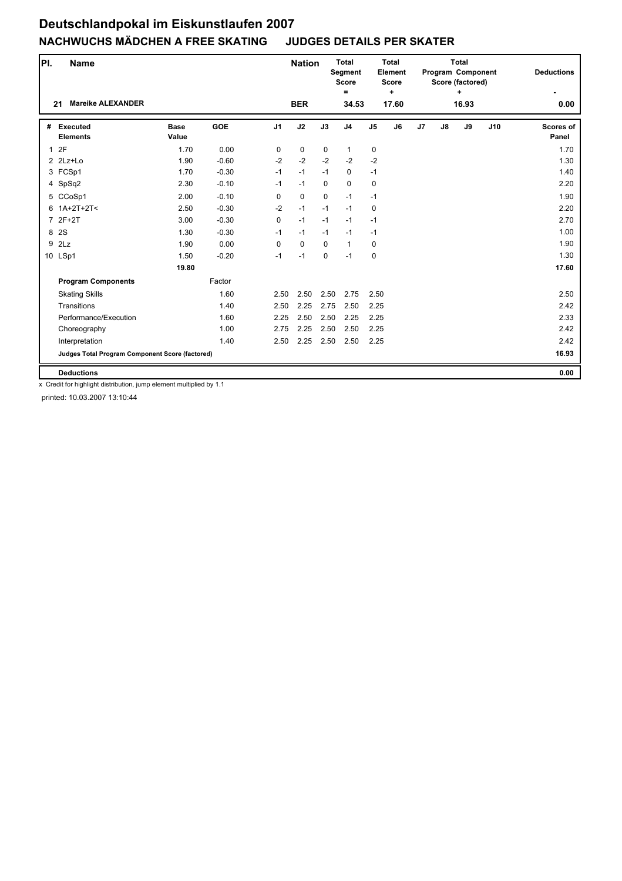# Deutschlandpokal im Eiskunstlaufen 2007

## NACHWUCHS MÄDCHEN A FREE SKATING JUDGES DETAILS PER SKATER

| Pl. | Name | Nation | Total Segment Score = | Total Element Score + | Total Program Component Score (factored) + | Deductions - |
|---|---|---|---|---|---|---|
| 21 | Mareike ALEXANDER | BER | 34.53 | 17.60 | 16.93 | 0.00 |

| # | Executed Elements | Base Value | GOE | J1 | J2 | J3 | J4 | J5 | J6 | J7 | J8 | J9 | J10 | Scores of Panel |
|---|---|---|---|---|---|---|---|---|---|---|---|---|---|---|
| 1 | 2F | 1.70 | 0.00 | 0 | 0 | 0 | 1 | 0 | | | | | | 1.70 |
| 2 | 2Lz+Lo | 1.90 | -0.60 | -2 | -2 | -2 | -2 | -2 | | | | | | 1.30 |
| 3 | FCSp1 | 1.70 | -0.30 | -1 | -1 | -1 | 0 | -1 | | | | | | 1.40 |
| 4 | SpSq2 | 2.30 | -0.10 | -1 | -1 | 0 | 0 | 0 | | | | | | 2.20 |
| 5 | CCoSp1 | 2.00 | -0.10 | 0 | 0 | 0 | -1 | -1 | | | | | | 1.90 |
| 6 | 1A+2T+2T< | 2.50 | -0.30 | -2 | -1 | -1 | -1 | 0 | | | | | | 2.20 |
| 7 | 2F+2T | 3.00 | -0.30 | 0 | -1 | -1 | -1 | -1 | | | | | | 2.70 |
| 8 | 2S | 1.30 | -0.30 | -1 | -1 | -1 | -1 | -1 | | | | | | 1.00 |
| 9 | 2Lz | 1.90 | 0.00 | 0 | 0 | 0 | 1 | 0 | | | | | | 1.90 |
| 10 | LSp1 | 1.50 | -0.20 | -1 | -1 | 0 | -1 | 0 | | | | | | 1.30 |
| | | 19.80 | | | | | | | | | | | | 17.60 |
| | **Program Components** | | Factor | | | | | | | | | | | |
| | Skating Skills | | 1.60 | 2.50 | 2.50 | 2.50 | 2.75 | 2.50 | | | | | | 2.50 |
| | Transitions | | 1.40 | 2.50 | 2.25 | 2.75 | 2.50 | 2.25 | | | | | | 2.42 |
| | Performance/Execution | | 1.60 | 2.25 | 2.50 | 2.50 | 2.25 | 2.25 | | | | | | 2.33 |
| | Choreography | | 1.00 | 2.75 | 2.25 | 2.50 | 2.50 | 2.25 | | | | | | 2.42 |
| | Interpretation | | 1.40 | 2.50 | 2.25 | 2.50 | 2.50 | 2.25 | | | | | | 2.42 |
| | **Judges Total Program Component Score (factored)** | | | | | | | | | | | | | 16.93 |
| | **Deductions** | | | | | | | | | | | | | 0.00 |

x Credit for highlight distribution, jump element multiplied by 1.1

printed: 10.03.2007 13:10:44